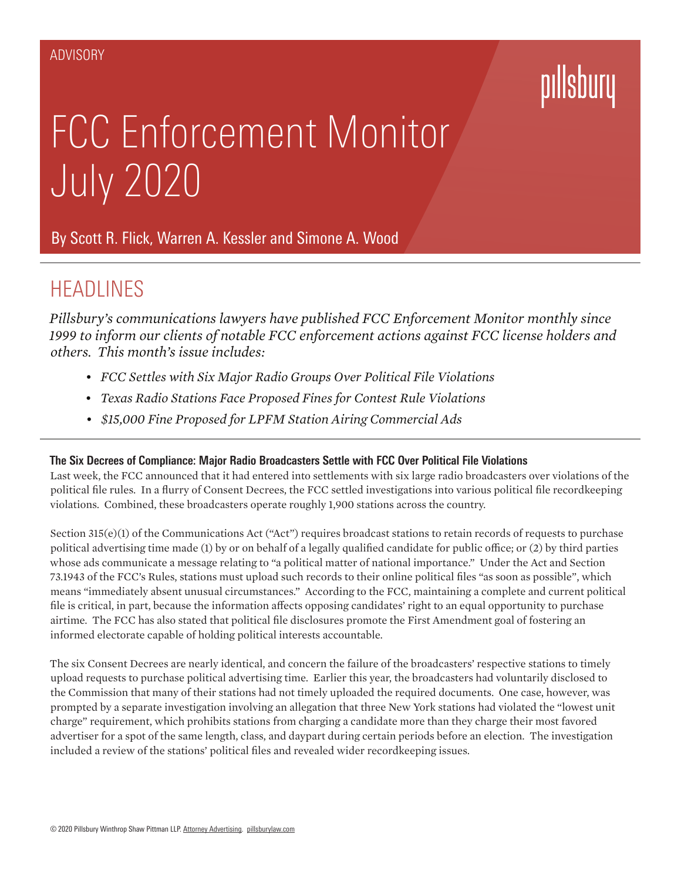ADVISORY

pillsbury

# FCC Enforcement Monitor July 2020

By Scott R. Flick, Warren A. Kessler and Simone A. Wood

## HEADLINES

*Pillsbury's communications lawyers have published FCC Enforcement Monitor monthly since 1999 to inform our clients of notable FCC enforcement actions against FCC license holders and others. This month's issue includes:*

- *FCC Settles with Six Major Radio Groups Over Political File Violations*
- *Texas Radio Stations Face Proposed Fines for Contest Rule Violations*
- *$15,000 Fine Proposed for LPFM Station Airing Commercial Ads*

### The Six Decrees of Compliance: Major Radio Broadcasters Settle with FCC Over Political File Violations

Last week, the FCC announced that it had entered into settlements with six large radio broadcasters over violations of the political file rules. In a flurry of Consent Decrees, the FCC settled investigations into various political file recordkeeping violations. Combined, these broadcasters operate roughly 1,900 stations across the country.

Section 315(e)(1) of the Communications Act ("Act") requires broadcast stations to retain records of requests to purchase political advertising time made (1) by or on behalf of a legally qualified candidate for public office; or (2) by third parties whose ads communicate a message relating to "a political matter of national importance." Under the Act and Section 73.1943 of the FCC's Rules, stations must upload such records to their online political files "as soon as possible", which means "immediately absent unusual circumstances." According to the FCC, maintaining a complete and current political file is critical, in part, because the information affects opposing candidates' right to an equal opportunity to purchase airtime. The FCC has also stated that political file disclosures promote the First Amendment goal of fostering an informed electorate capable of holding political interests accountable.

The six Consent Decrees are nearly identical, and concern the failure of the broadcasters' respective stations to timely upload requests to purchase political advertising time. Earlier this year, the broadcasters had voluntarily disclosed to the Commission that many of their stations had not timely uploaded the required documents. One case, however, was prompted by a separate investigation involving an allegation that three New York stations had violated the "lowest unit charge" requirement, which prohibits stations from charging a candidate more than they charge their most favored advertiser for a spot of the same length, class, and daypart during certain periods before an election. The investigation included a review of the stations' political files and revealed wider recordkeeping issues.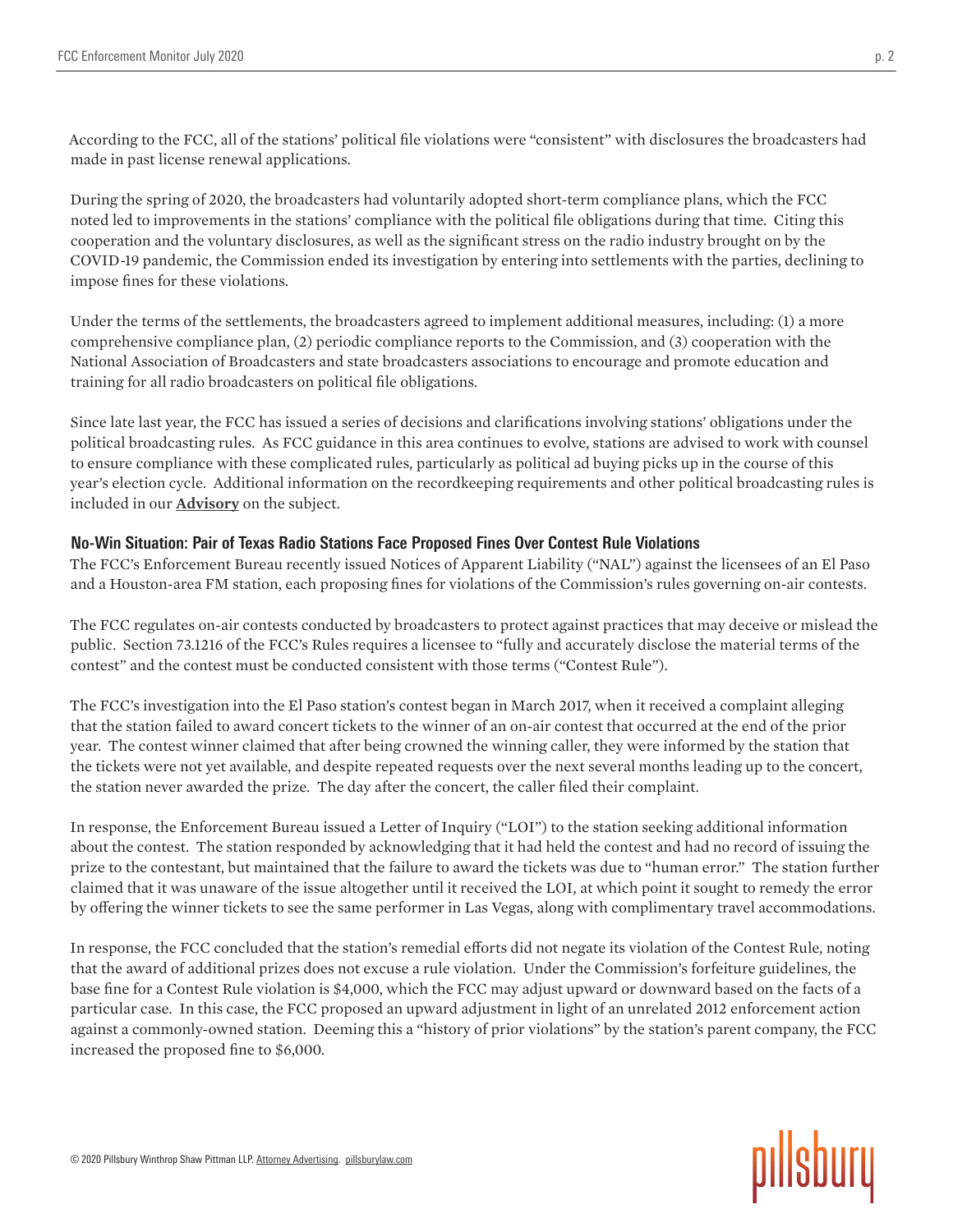According to the FCC, all of the stations' political file violations were "consistent" with disclosures the broadcasters had made in past license renewal applications.

During the spring of 2020, the broadcasters had voluntarily adopted short-term compliance plans, which the FCC noted led to improvements in the stations' compliance with the political file obligations during that time. Citing this cooperation and the voluntary disclosures, as well as the significant stress on the radio industry brought on by the COVID-19 pandemic, the Commission ended its investigation by entering into settlements with the parties, declining to impose fines for these violations.

Under the terms of the settlements, the broadcasters agreed to implement additional measures, including: (1) a more comprehensive compliance plan, (2) periodic compliance reports to the Commission, and (3) cooperation with the National Association of Broadcasters and state broadcasters associations to encourage and promote education and training for all radio broadcasters on political file obligations.

Since late last year, the FCC has issued a series of decisions and clarifications involving stations' obligations under the political broadcasting rules. As FCC guidance in this area continues to evolve, stations are advised to work with counsel to ensure compliance with these complicated rules, particularly as political ad buying picks up in the course of this year's election cycle. Additional information on the recordkeeping requirements and other political broadcasting rules is included in our **Advisory** on the subject.

### No-Win Situation: Pair of Texas Radio Stations Face Proposed Fines Over Contest Rule Violations

The FCC's Enforcement Bureau recently issued Notices of Apparent Liability ("NAL") against the licensees of an El Paso and a Houston-area FM station, each proposing fines for violations of the Commission's rules governing on-air contests.

The FCC regulates on-air contests conducted by broadcasters to protect against practices that may deceive or mislead the public. Section 73.1216 of the FCC's Rules requires a licensee to "fully and accurately disclose the material terms of the contest" and the contest must be conducted consistent with those terms ("Contest Rule").

The FCC's investigation into the El Paso station's contest began in March 2017, when it received a complaint alleging that the station failed to award concert tickets to the winner of an on-air contest that occurred at the end of the prior year. The contest winner claimed that after being crowned the winning caller, they were informed by the station that the tickets were not yet available, and despite repeated requests over the next several months leading up to the concert, the station never awarded the prize. The day after the concert, the caller filed their complaint.

In response, the Enforcement Bureau issued a Letter of Inquiry ("LOI") to the station seeking additional information about the contest. The station responded by acknowledging that it had held the contest and had no record of issuing the prize to the contestant, but maintained that the failure to award the tickets was due to "human error." The station further claimed that it was unaware of the issue altogether until it received the LOI, at which point it sought to remedy the error by offering the winner tickets to see the same performer in Las Vegas, along with complimentary travel accommodations.

In response, the FCC concluded that the station's remedial efforts did not negate its violation of the Contest Rule, noting that the award of additional prizes does not excuse a rule violation. Under the Commission's forfeiture guidelines, the base fine for a Contest Rule violation is $4,000, which the FCC may adjust upward or downward based on the facts of a particular case. In this case, the FCC proposed an upward adjustment in light of an unrelated 2012 enforcement action against a commonly-owned station. Deeming this a "history of prior violations" by the station's parent company, the FCC increased the proposed fine to $6,000.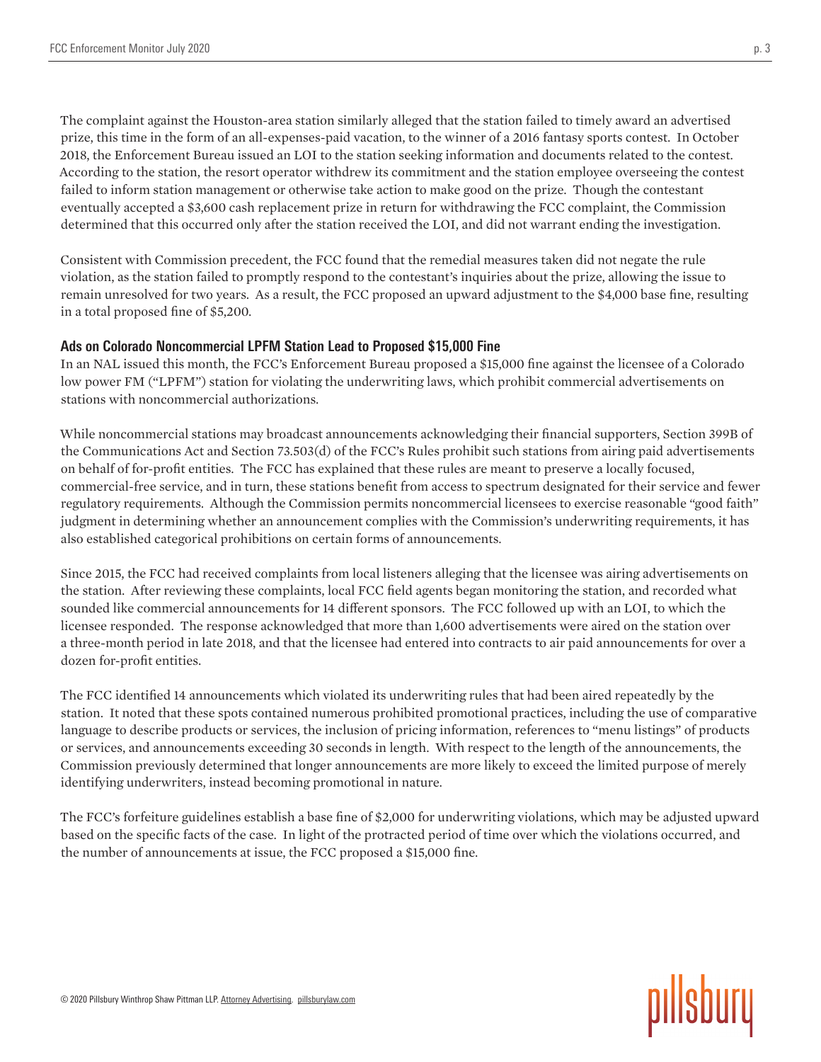The complaint against the Houston-area station similarly alleged that the station failed to timely award an advertised prize, this time in the form of an all-expenses-paid vacation, to the winner of a 2016 fantasy sports contest. In October 2018, the Enforcement Bureau issued an LOI to the station seeking information and documents related to the contest. According to the station, the resort operator withdrew its commitment and the station employee overseeing the contest failed to inform station management or otherwise take action to make good on the prize. Though the contestant eventually accepted a $3,600 cash replacement prize in return for withdrawing the FCC complaint, the Commission determined that this occurred only after the station received the LOI, and did not warrant ending the investigation.

Consistent with Commission precedent, the FCC found that the remedial measures taken did not negate the rule violation, as the station failed to promptly respond to the contestant's inquiries about the prize, allowing the issue to remain unresolved for two years. As a result, the FCC proposed an upward adjustment to the $4,000 base fine, resulting in a total proposed fine of $5,200.

### Ads on Colorado Noncommercial LPFM Station Lead to Proposed $15,000 Fine

In an NAL issued this month, the FCC's Enforcement Bureau proposed a $15,000 fine against the licensee of a Colorado low power FM ("LPFM") station for violating the underwriting laws, which prohibit commercial advertisements on stations with noncommercial authorizations.

While noncommercial stations may broadcast announcements acknowledging their financial supporters, Section 399B of the Communications Act and Section 73.503(d) of the FCC's Rules prohibit such stations from airing paid advertisements on behalf of for-profit entities. The FCC has explained that these rules are meant to preserve a locally focused, commercial-free service, and in turn, these stations benefit from access to spectrum designated for their service and fewer regulatory requirements. Although the Commission permits noncommercial licensees to exercise reasonable "good faith" judgment in determining whether an announcement complies with the Commission's underwriting requirements, it has also established categorical prohibitions on certain forms of announcements.

Since 2015, the FCC had received complaints from local listeners alleging that the licensee was airing advertisements on the station. After reviewing these complaints, local FCC field agents began monitoring the station, and recorded what sounded like commercial announcements for 14 different sponsors. The FCC followed up with an LOI, to which the licensee responded. The response acknowledged that more than 1,600 advertisements were aired on the station over a three-month period in late 2018, and that the licensee had entered into contracts to air paid announcements for over a dozen for-profit entities.

The FCC identified 14 announcements which violated its underwriting rules that had been aired repeatedly by the station. It noted that these spots contained numerous prohibited promotional practices, including the use of comparative language to describe products or services, the inclusion of pricing information, references to "menu listings" of products or services, and announcements exceeding 30 seconds in length. With respect to the length of the announcements, the Commission previously determined that longer announcements are more likely to exceed the limited purpose of merely identifying underwriters, instead becoming promotional in nature.

The FCC's forfeiture guidelines establish a base fine of $2,000 for underwriting violations, which may be adjusted upward based on the specific facts of the case. In light of the protracted period of time over which the violations occurred, and the number of announcements at issue, the FCC proposed a $15,000 fine.

© 2020 Pillsbury Winthrop Shaw Pittman LLP. Attorney Advertising. pillsburylaw.com